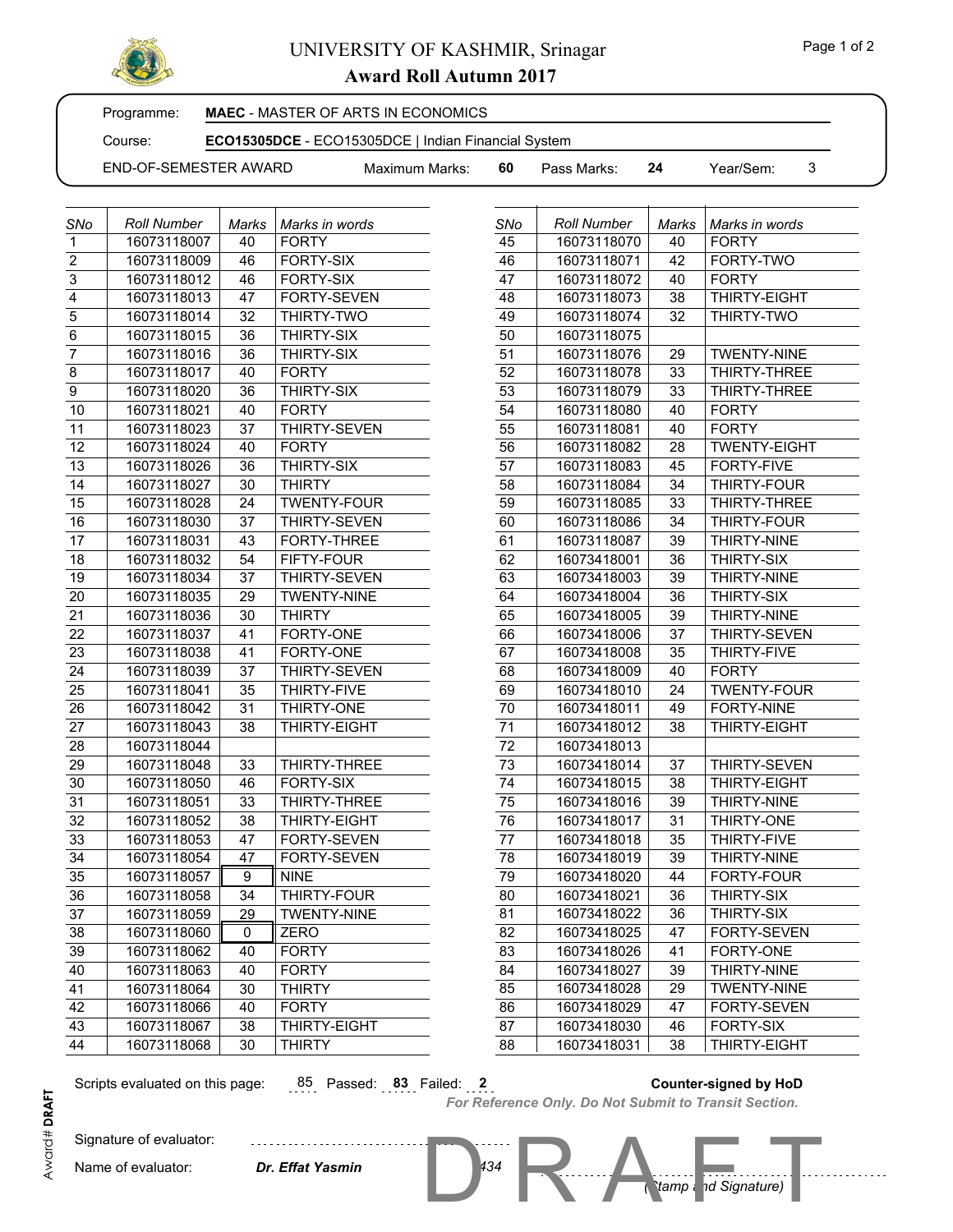# UNIVERSITY OF KASHMIR, Srinagar

## Award Roll Autumn 2017

Programme: **MAEC** - MASTER OF ARTS IN ECONOMICS

Course: **ECO15305DCE** - ECO15305DCE | Indian Financial System

END-OF-SEMESTER AWARD    Maximum Marks: **60**    Pass Marks: **24**    Year/Sem: 3

| SNo | Roll Number | Marks | Marks in words |
|---|---|---|---|
| 1 | 16073118007 | 40 | FORTY |
| 2 | 16073118009 | 46 | FORTY-SIX |
| 3 | 16073118012 | 46 | FORTY-SIX |
| 4 | 16073118013 | 47 | FORTY-SEVEN |
| 5 | 16073118014 | 32 | THIRTY-TWO |
| 6 | 16073118015 | 36 | THIRTY-SIX |
| 7 | 16073118016 | 36 | THIRTY-SIX |
| 8 | 16073118017 | 40 | FORTY |
| 9 | 16073118020 | 36 | THIRTY-SIX |
| 10 | 16073118021 | 40 | FORTY |
| 11 | 16073118023 | 37 | THIRTY-SEVEN |
| 12 | 16073118024 | 40 | FORTY |
| 13 | 16073118026 | 36 | THIRTY-SIX |
| 14 | 16073118027 | 30 | THIRTY |
| 15 | 16073118028 | 24 | TWENTY-FOUR |
| 16 | 16073118030 | 37 | THIRTY-SEVEN |
| 17 | 16073118031 | 43 | FORTY-THREE |
| 18 | 16073118032 | 54 | FIFTY-FOUR |
| 19 | 16073118034 | 37 | THIRTY-SEVEN |
| 20 | 16073118035 | 29 | TWENTY-NINE |
| 21 | 16073118036 | 30 | THIRTY |
| 22 | 16073118037 | 41 | FORTY-ONE |
| 23 | 16073118038 | 41 | FORTY-ONE |
| 24 | 16073118039 | 37 | THIRTY-SEVEN |
| 25 | 16073118041 | 35 | THIRTY-FIVE |
| 26 | 16073118042 | 31 | THIRTY-ONE |
| 27 | 16073118043 | 38 | THIRTY-EIGHT |
| 28 | 16073118044 | | |
| 29 | 16073118048 | 33 | THIRTY-THREE |
| 30 | 16073118050 | 46 | FORTY-SIX |
| 31 | 16073118051 | 33 | THIRTY-THREE |
| 32 | 16073118052 | 38 | THIRTY-EIGHT |
| 33 | 16073118053 | 47 | FORTY-SEVEN |
| 34 | 16073118054 | 47 | FORTY-SEVEN |
| 35 | 16073118057 | 9 | NINE |
| 36 | 16073118058 | 34 | THIRTY-FOUR |
| 37 | 16073118059 | 29 | TWENTY-NINE |
| 38 | 16073118060 | 0 | ZERO |
| 39 | 16073118062 | 40 | FORTY |
| 40 | 16073118063 | 40 | FORTY |
| 41 | 16073118064 | 30 | THIRTY |
| 42 | 16073118066 | 40 | FORTY |
| 43 | 16073118067 | 38 | THIRTY-EIGHT |
| 44 | 16073118068 | 30 | THIRTY |
| 45 | 16073118070 | 40 | FORTY |
| 46 | 16073118071 | 42 | FORTY-TWO |
| 47 | 16073118072 | 40 | FORTY |
| 48 | 16073118073 | 38 | THIRTY-EIGHT |
| 49 | 16073118074 | 32 | THIRTY-TWO |
| 50 | 16073118075 | | |
| 51 | 16073118076 | 29 | TWENTY-NINE |
| 52 | 16073118078 | 33 | THIRTY-THREE |
| 53 | 16073118079 | 33 | THIRTY-THREE |
| 54 | 16073118080 | 40 | FORTY |
| 55 | 16073118081 | 40 | FORTY |
| 56 | 16073118082 | 28 | TWENTY-EIGHT |
| 57 | 16073118083 | 45 | FORTY-FIVE |
| 58 | 16073118084 | 34 | THIRTY-FOUR |
| 59 | 16073118085 | 33 | THIRTY-THREE |
| 60 | 16073118086 | 34 | THIRTY-FOUR |
| 61 | 16073118087 | 39 | THIRTY-NINE |
| 62 | 16073418001 | 36 | THIRTY-SIX |
| 63 | 16073418003 | 39 | THIRTY-NINE |
| 64 | 16073418004 | 36 | THIRTY-SIX |
| 65 | 16073418005 | 39 | THIRTY-NINE |
| 66 | 16073418006 | 37 | THIRTY-SEVEN |
| 67 | 16073418008 | 35 | THIRTY-FIVE |
| 68 | 16073418009 | 40 | FORTY |
| 69 | 16073418010 | 24 | TWENTY-FOUR |
| 70 | 16073418011 | 49 | FORTY-NINE |
| 71 | 16073418012 | 38 | THIRTY-EIGHT |
| 72 | 16073418013 | | |
| 73 | 16073418014 | 37 | THIRTY-SEVEN |
| 74 | 16073418015 | 38 | THIRTY-EIGHT |
| 75 | 16073418016 | 39 | THIRTY-NINE |
| 76 | 16073418017 | 31 | THIRTY-ONE |
| 77 | 16073418018 | 35 | THIRTY-FIVE |
| 78 | 16073418019 | 39 | THIRTY-NINE |
| 79 | 16073418020 | 44 | FORTY-FOUR |
| 80 | 16073418021 | 36 | THIRTY-SIX |
| 81 | 16073418022 | 36 | THIRTY-SIX |
| 82 | 16073418025 | 47 | FORTY-SEVEN |
| 83 | 16073418026 | 41 | FORTY-ONE |
| 84 | 16073418027 | 39 | THIRTY-NINE |
| 85 | 16073418028 | 29 | TWENTY-NINE |
| 86 | 16073418029 | 47 | FORTY-SEVEN |
| 87 | 16073418030 | 46 | FORTY-SIX |
| 88 | 16073418031 | 38 | THIRTY-EIGHT |

Scripts evaluated on this page: 85 Passed: **83** Failed: **2**

**Counter-signed by HoD**

***For Reference Only. Do Not Submit to Transit Section.***

Signature of evaluator:

Name of evaluator: ***Dr. Effat Yasmin*** 434

(Stamp and Signature)

Award# **DRAFT**

DRAFT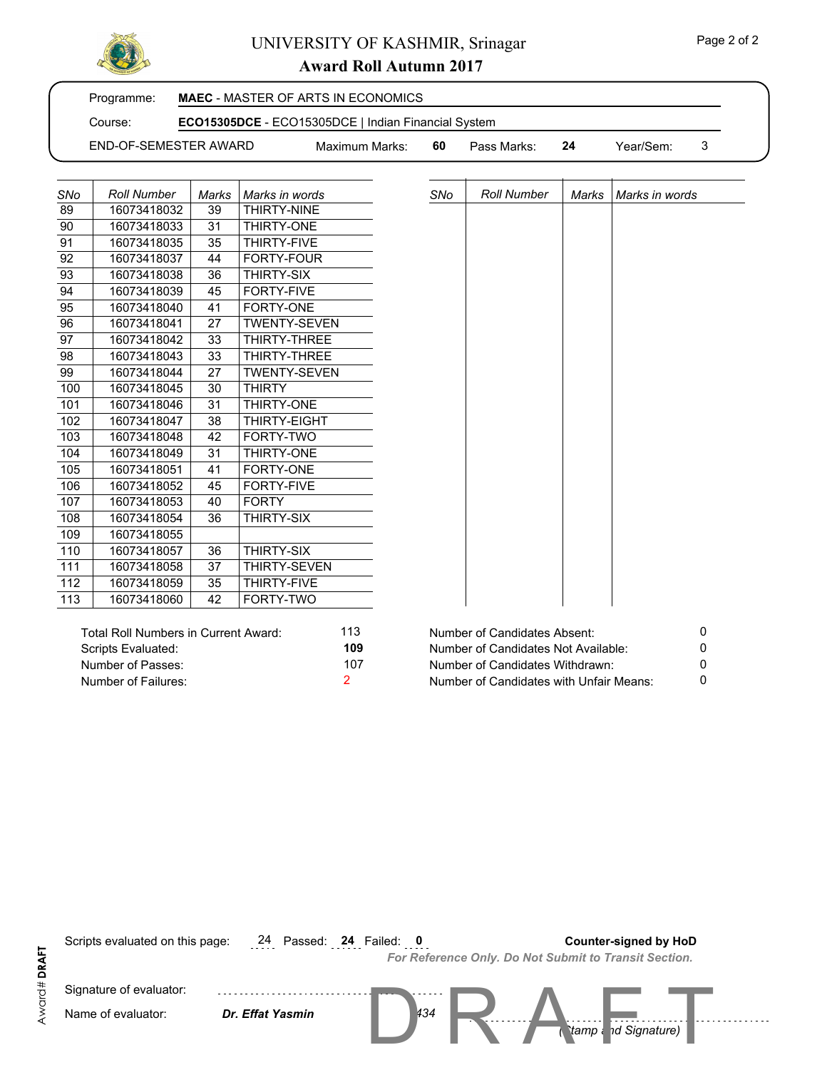# UNIVERSITY OF KASHMIR, Srinagar

## Award Roll Autumn 2017

Programme: **MAEC** - MASTER OF ARTS IN ECONOMICS

Course: **ECO15305DCE** - ECO15305DCE | Indian Financial System

END-OF-SEMESTER AWARD     Maximum Marks: **60**     Pass Marks: **24**     Year/Sem: 3

| SNo | Roll Number | Marks | Marks in words |
|---|---|---|---|
| 89 | 16073418032 | 39 | THIRTY-NINE |
| 90 | 16073418033 | 31 | THIRTY-ONE |
| 91 | 16073418035 | 35 | THIRTY-FIVE |
| 92 | 16073418037 | 44 | FORTY-FOUR |
| 93 | 16073418038 | 36 | THIRTY-SIX |
| 94 | 16073418039 | 45 | FORTY-FIVE |
| 95 | 16073418040 | 41 | FORTY-ONE |
| 96 | 16073418041 | 27 | TWENTY-SEVEN |
| 97 | 16073418042 | 33 | THIRTY-THREE |
| 98 | 16073418043 | 33 | THIRTY-THREE |
| 99 | 16073418044 | 27 | TWENTY-SEVEN |
| 100 | 16073418045 | 30 | THIRTY |
| 101 | 16073418046 | 31 | THIRTY-ONE |
| 102 | 16073418047 | 38 | THIRTY-EIGHT |
| 103 | 16073418048 | 42 | FORTY-TWO |
| 104 | 16073418049 | 31 | THIRTY-ONE |
| 105 | 16073418051 | 41 | FORTY-ONE |
| 106 | 16073418052 | 45 | FORTY-FIVE |
| 107 | 16073418053 | 40 | FORTY |
| 108 | 16073418054 | 36 | THIRTY-SIX |
| 109 | 16073418055 | | |
| 110 | 16073418057 | 36 | THIRTY-SIX |
| 111 | 16073418058 | 37 | THIRTY-SEVEN |
| 112 | 16073418059 | 35 | THIRTY-FIVE |
| 113 | 16073418060 | 42 | FORTY-TWO |

| SNo | Roll Number | Marks | Marks in words |
|---|---|---|---|

| | |
|---|---|
| Total Roll Numbers in Current Award: | 113 |
| Scripts Evaluated: | **109** |
| Number of Passes: | 107 |
| Number of Failures: | 2 |

| | |
|---|---|
| Number of Candidates Absent: | 0 |
| Number of Candidates Not Available: | 0 |
| Number of Candidates Withdrawn: | 0 |
| Number of Candidates with Unfair Means: | 0 |

Scripts evaluated on this page: 24 Passed: **24** Failed: **0**

**Counter-signed by HoD**

***For Reference Only. Do Not Submit to Transit Section.***

Signature of evaluator:

Name of evaluator: ***Dr. Effat Yasmin*** 434

*(Stamp and Signature)*

Award# **DRAFT**

DRAFT